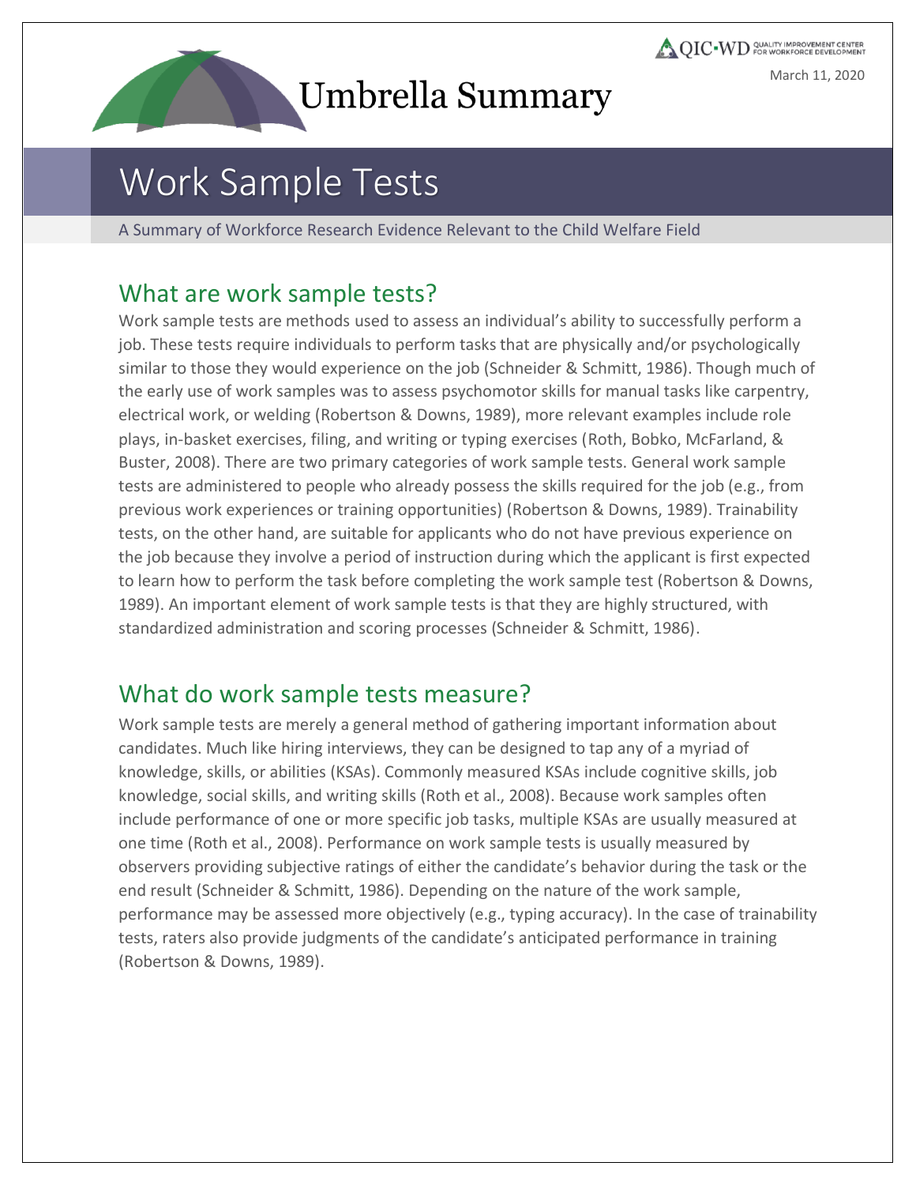QIC-WD Quality Improvement Center for Workforce Development

March 11, 2020

Umbrella Summary

# Work Sample Tests

A Summary of Workforce Research Evidence Relevant to the Child Welfare Field

## What are work sample tests?

Work sample tests are methods used to assess an individual's ability to successfully perform a job. These tests require individuals to perform tasks that are physically and/or psychologically similar to those they would experience on the job (Schneider & Schmitt, 1986). Though much of the early use of work samples was to assess psychomotor skills for manual tasks like carpentry, electrical work, or welding (Robertson & Downs, 1989), more relevant examples include role plays, in-basket exercises, filing, and writing or typing exercises (Roth, Bobko, McFarland, & Buster, 2008). There are two primary categories of work sample tests. General work sample tests are administered to people who already possess the skills required for the job (e.g., from previous work experiences or training opportunities) (Robertson & Downs, 1989). Trainability tests, on the other hand, are suitable for applicants who do not have previous experience on the job because they involve a period of instruction during which the applicant is first expected to learn how to perform the task before completing the work sample test (Robertson & Downs, 1989). An important element of work sample tests is that they are highly structured, with standardized administration and scoring processes (Schneider & Schmitt, 1986).

## What do work sample tests measure?

Work sample tests are merely a general method of gathering important information about candidates. Much like hiring interviews, they can be designed to tap any of a myriad of knowledge, skills, or abilities (KSAs). Commonly measured KSAs include cognitive skills, job knowledge, social skills, and writing skills (Roth et al., 2008). Because work samples often include performance of one or more specific job tasks, multiple KSAs are usually measured at one time (Roth et al., 2008). Performance on work sample tests is usually measured by observers providing subjective ratings of either the candidate's behavior during the task or the end result (Schneider & Schmitt, 1986). Depending on the nature of the work sample, performance may be assessed more objectively (e.g., typing accuracy). In the case of trainability tests, raters also provide judgments of the candidate's anticipated performance in training (Robertson & Downs, 1989).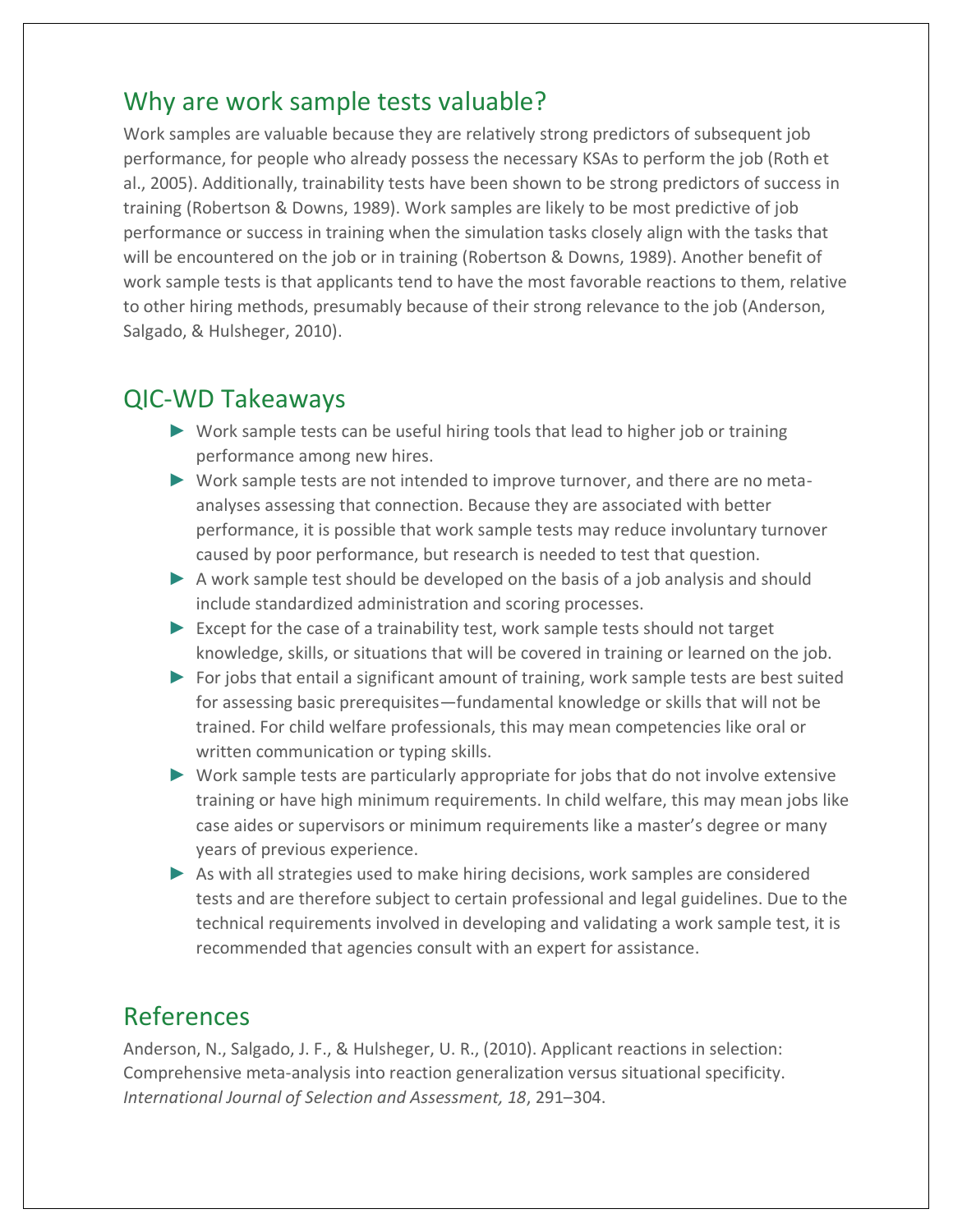## Why are work sample tests valuable?

Work samples are valuable because they are relatively strong predictors of subsequent job performance, for people who already possess the necessary KSAs to perform the job (Roth et al., 2005). Additionally, trainability tests have been shown to be strong predictors of success in training (Robertson & Downs, 1989). Work samples are likely to be most predictive of job performance or success in training when the simulation tasks closely align with the tasks that will be encountered on the job or in training (Robertson & Downs, 1989). Another benefit of work sample tests is that applicants tend to have the most favorable reactions to them, relative to other hiring methods, presumably because of their strong relevance to the job (Anderson, Salgado, & Hulsheger, 2010).

## QIC-WD Takeaways

- Work sample tests can be useful hiring tools that lead to higher job or training performance among new hires.
- Work sample tests are not intended to improve turnover, and there are no meta-analyses assessing that connection. Because they are associated with better performance, it is possible that work sample tests may reduce involuntary turnover caused by poor performance, but research is needed to test that question.
- A work sample test should be developed on the basis of a job analysis and should include standardized administration and scoring processes.
- Except for the case of a trainability test, work sample tests should not target knowledge, skills, or situations that will be covered in training or learned on the job.
- For jobs that entail a significant amount of training, work sample tests are best suited for assessing basic prerequisites—fundamental knowledge or skills that will not be trained. For child welfare professionals, this may mean competencies like oral or written communication or typing skills.
- Work sample tests are particularly appropriate for jobs that do not involve extensive training or have high minimum requirements. In child welfare, this may mean jobs like case aides or supervisors or minimum requirements like a master's degree or many years of previous experience.
- As with all strategies used to make hiring decisions, work samples are considered tests and are therefore subject to certain professional and legal guidelines. Due to the technical requirements involved in developing and validating a work sample test, it is recommended that agencies consult with an expert for assistance.

## References

Anderson, N., Salgado, J. F., & Hulsheger, U. R., (2010). Applicant reactions in selection: Comprehensive meta-analysis into reaction generalization versus situational specificity. *International Journal of Selection and Assessment, 18*, 291–304.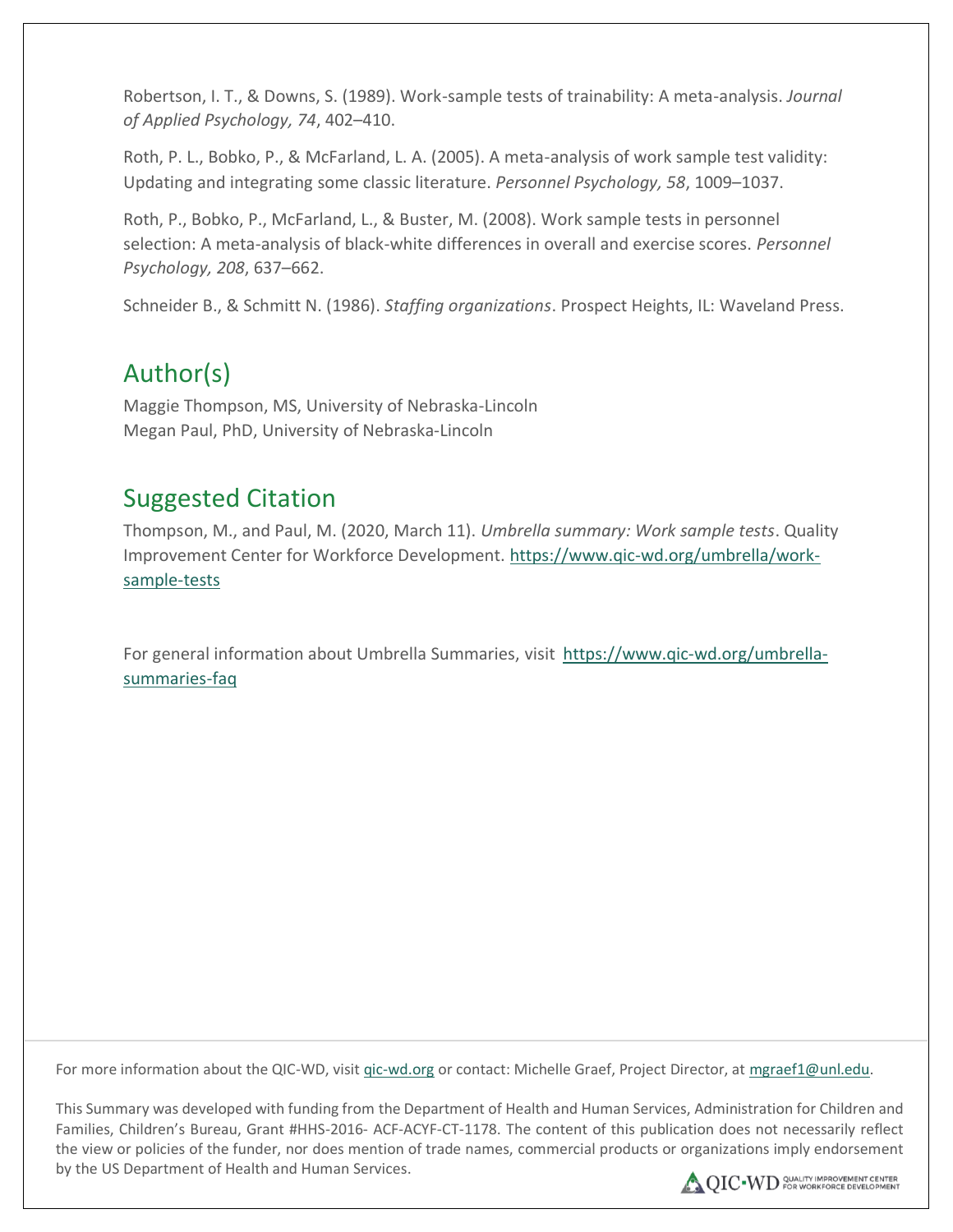Robertson, I. T., & Downs, S. (1989). Work-sample tests of trainability: A meta-analysis. *Journal of Applied Psychology, 74*, 402–410.

Roth, P. L., Bobko, P., & McFarland, L. A. (2005). A meta-analysis of work sample test validity: Updating and integrating some classic literature. *Personnel Psychology, 58*, 1009–1037.

Roth, P., Bobko, P., McFarland, L., & Buster, M. (2008). Work sample tests in personnel selection: A meta-analysis of black-white differences in overall and exercise scores. *Personnel Psychology, 208*, 637–662.

Schneider B., & Schmitt N. (1986). *Staffing organizations*. Prospect Heights, IL: Waveland Press.

## Author(s)

Maggie Thompson, MS, University of Nebraska-Lincoln
Megan Paul, PhD, University of Nebraska-Lincoln

## Suggested Citation

Thompson, M., and Paul, M. (2020, March 11). *Umbrella summary: Work sample tests*. Quality Improvement Center for Workforce Development. https://www.qic-wd.org/umbrella/work-sample-tests

For general information about Umbrella Summaries, visit https://www.qic-wd.org/umbrella-summaries-faq

For more information about the QIC-WD, visit qic-wd.org or contact: Michelle Graef, Project Director, at mgraef1@unl.edu.

This Summary was developed with funding from the Department of Health and Human Services, Administration for Children and Families, Children's Bureau, Grant #HHS-2016- ACF-ACYF-CT-1178. The content of this publication does not necessarily reflect the view or policies of the funder, nor does mention of trade names, commercial products or organizations imply endorsement by the US Department of Health and Human Services.

QIC•WD QUALITY IMPROVEMENT CENTER FOR WORKFORCE DEVELOPMENT